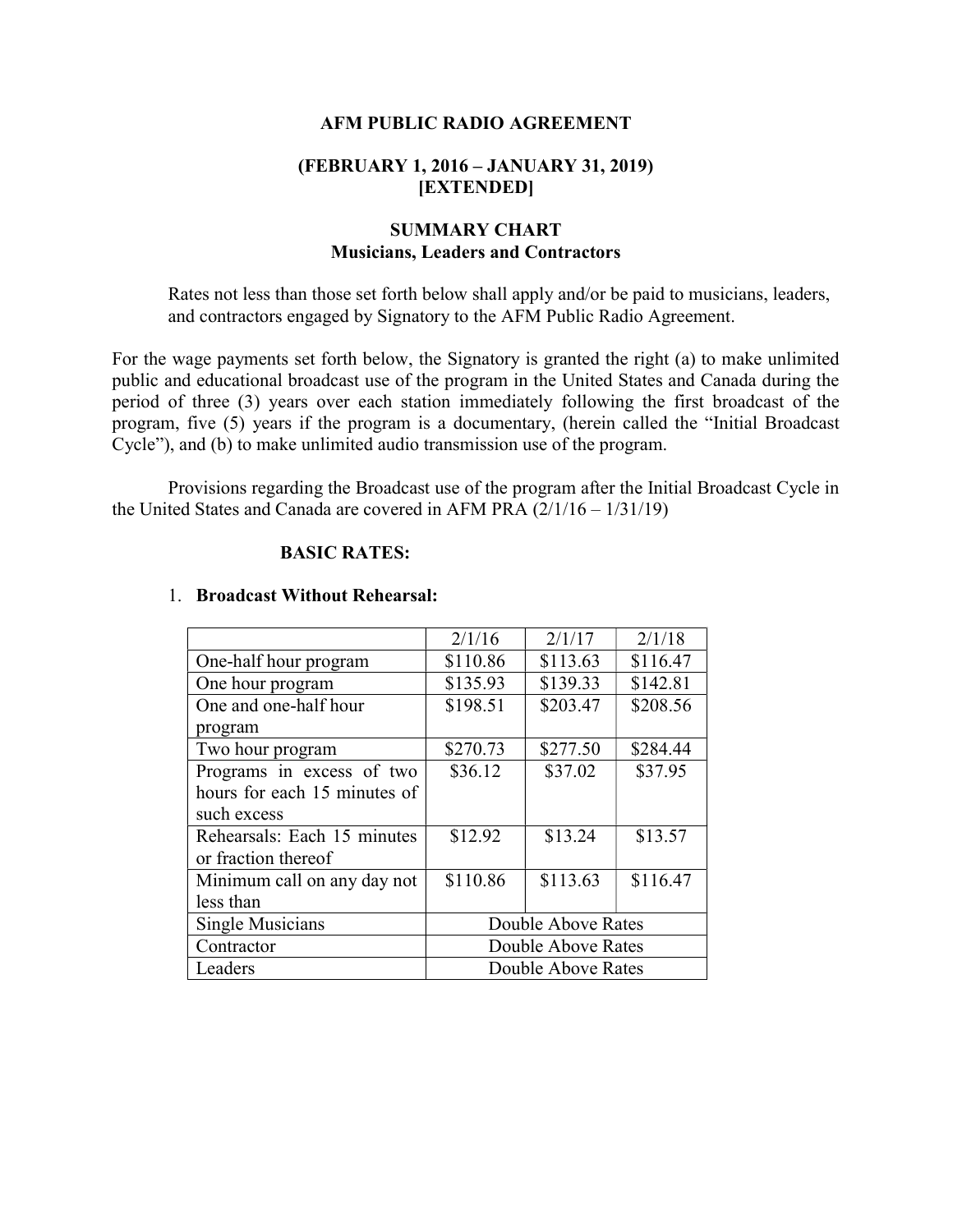# AFM PUBLIC RADIO AGREEMENT

## (FEBRUARY 1, 2016 – JANUARY 31, 2019) [EXTENDED]

### SUMMARY CHART
### Musicians, Leaders and Contractors

Rates not less than those set forth below shall apply and/or be paid to musicians, leaders, and contractors engaged by Signatory to the AFM Public Radio Agreement.

For the wage payments set forth below, the Signatory is granted the right (a) to make unlimited public and educational broadcast use of the program in the United States and Canada during the period of three (3) years over each station immediately following the first broadcast of the program, five (5) years if the program is a documentary, (herein called the "Initial Broadcast Cycle"), and (b) to make unlimited audio transmission use of the program.

Provisions regarding the Broadcast use of the program after the Initial Broadcast Cycle in the United States and Canada are covered in AFM PRA (2/1/16 – 1/31/19)

**BASIC RATES:**

1. **Broadcast Without Rehearsal:**

| | 2/1/16 | 2/1/17 | 2/1/18 |
|---|---|---|---|
| One-half hour program | $110.86 | $113.63 | $116.47 |
| One hour program | $135.93 | $139.33 | $142.81 |
| One and one-half hour program | $198.51 | $203.47 | $208.56 |
| Two hour program | $270.73 | $277.50 | $284.44 |
| Programs in excess of two hours for each 15 minutes of such excess | $36.12 | $37.02 | $37.95 |
| Rehearsals: Each 15 minutes or fraction thereof | $12.92 | $13.24 | $13.57 |
| Minimum call on any day not less than | $110.86 | $113.63 | $116.47 |
| Single Musicians | Double Above Rates | | |
| Contractor | Double Above Rates | | |
| Leaders | Double Above Rates | | |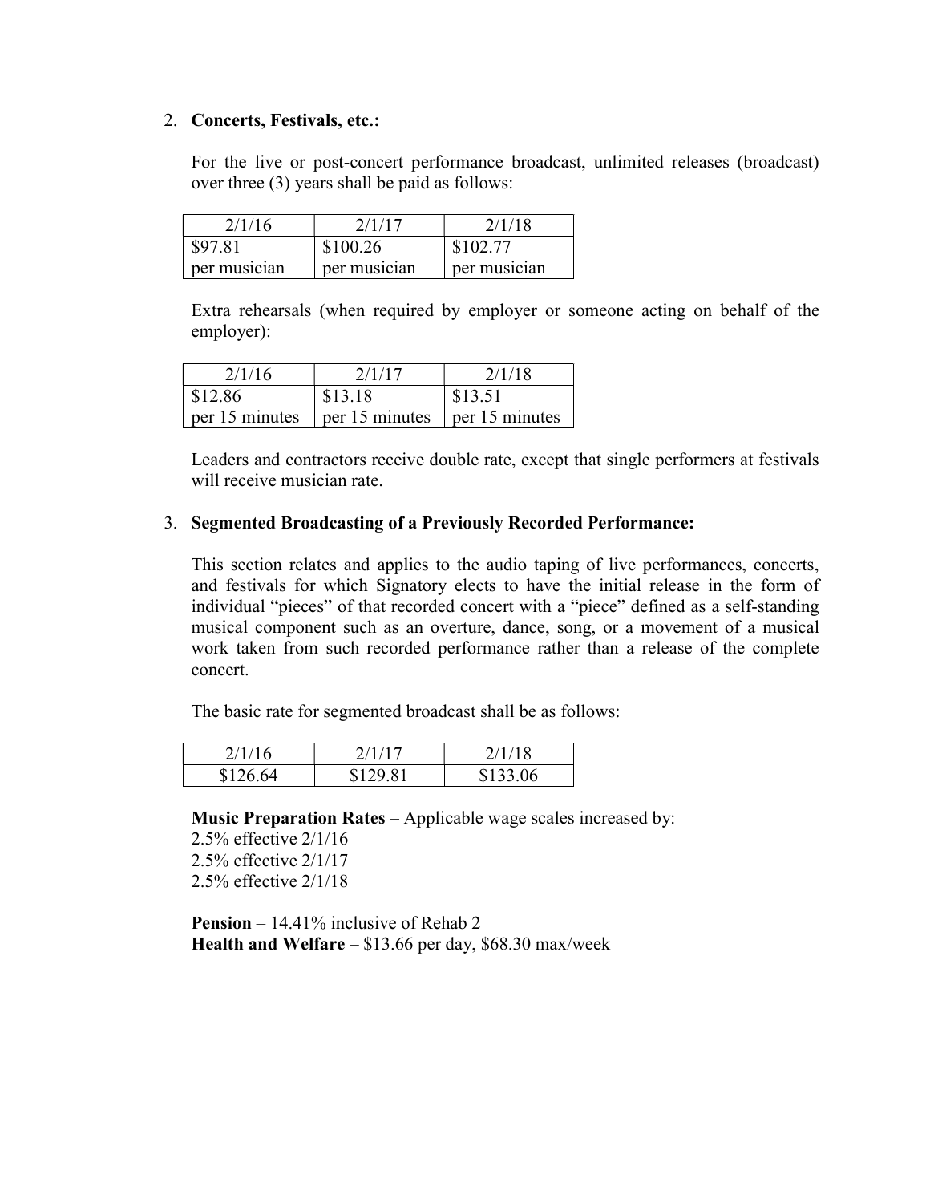2. **Concerts, Festivals, etc.:**

For the live or post-concert performance broadcast, unlimited releases (broadcast) over three (3) years shall be paid as follows:

| 2/1/16 | 2/1/17 | 2/1/18 |
|---|---|---|
| $97.81 per musician | $100.26 per musician | $102.77 per musician |

Extra rehearsals (when required by employer or someone acting on behalf of the employer):

| 2/1/16 | 2/1/17 | 2/1/18 |
|---|---|---|
| $12.86 per 15 minutes | $13.18 per 15 minutes | $13.51 per 15 minutes |

Leaders and contractors receive double rate, except that single performers at festivals will receive musician rate.

3. **Segmented Broadcasting of a Previously Recorded Performance:**

This section relates and applies to the audio taping of live performances, concerts, and festivals for which Signatory elects to have the initial release in the form of individual "pieces" of that recorded concert with a "piece" defined as a self-standing musical component such as an overture, dance, song, or a movement of a musical work taken from such recorded performance rather than a release of the complete concert.

The basic rate for segmented broadcast shall be as follows:

| 2/1/16 | 2/1/17 | 2/1/18 |
|---|---|---|
| $126.64 | $129.81 | $133.06 |

**Music Preparation Rates** – Applicable wage scales increased by:
2.5% effective 2/1/16
2.5% effective 2/1/17
2.5% effective 2/1/18

**Pension** – 14.41% inclusive of Rehab 2
**Health and Welfare** – $13.66 per day, $68.30 max/week